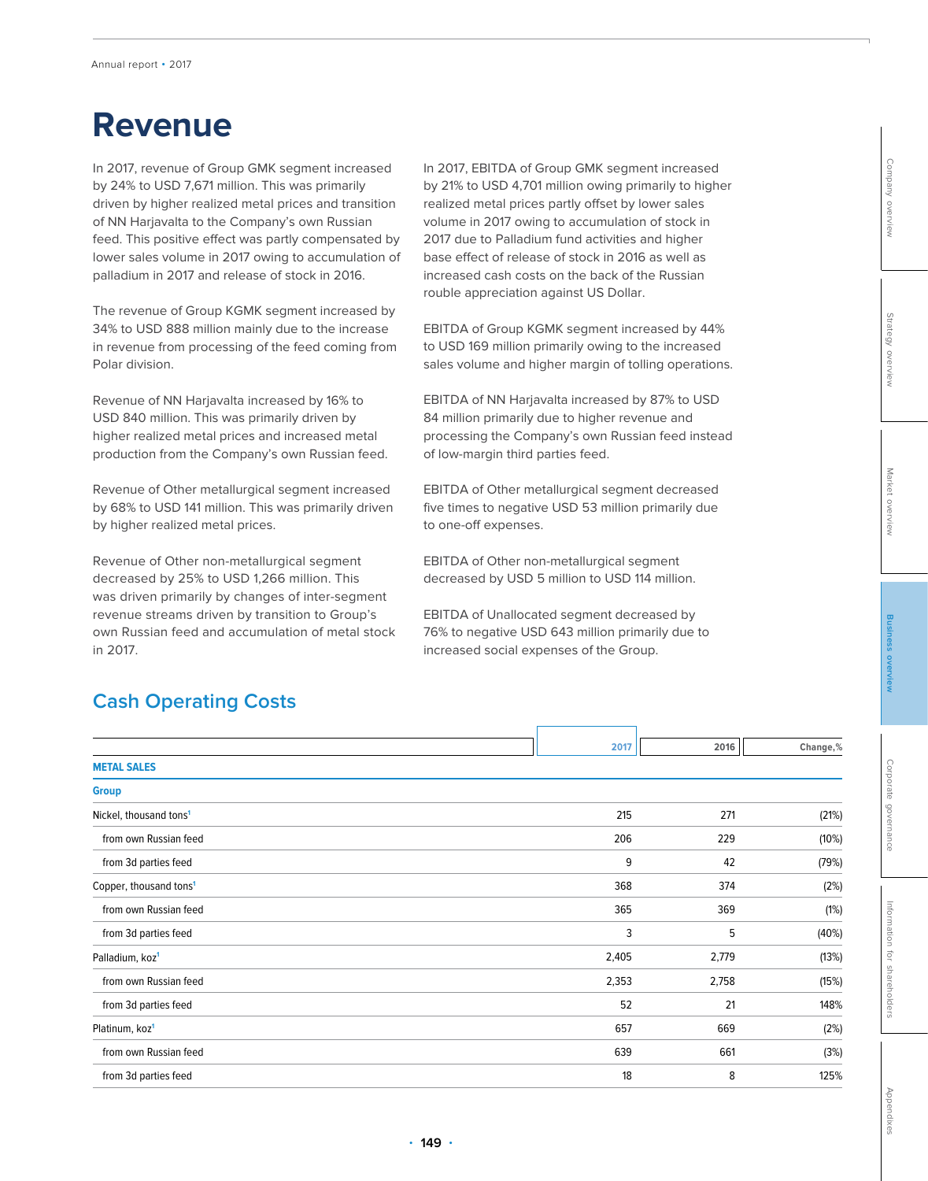# Revenue

In 2017, revenue of Group GMK segment increased by 24% to USD 7,671 million. This was primarily driven by higher realized metal prices and transition of NN Harjavalta to the Company's own Russian feed. This positive effect was partly compensated by lower sales volume in 2017 owing to accumulation of palladium in 2017 and release of stock in 2016.

The revenue of Group KGMK segment increased by 34% to USD 888 million mainly due to the increase in revenue from processing of the feed coming from Polar division.

Revenue of NN Harjavalta increased by 16% to USD 840 million. This was primarily driven by higher realized metal prices and increased metal production from the Company's own Russian feed.

Revenue of Other metallurgical segment increased by 68% to USD 141 million. This was primarily driven by higher realized metal prices.

Revenue of Other non-metallurgical segment decreased by 25% to USD 1,266 million. This was driven primarily by changes of inter-segment revenue streams driven by transition to Group's own Russian feed and accumulation of metal stock in 2017.

In 2017, EBITDA of Group GMK segment increased by 21% to USD 4,701 million owing primarily to higher realized metal prices partly offset by lower sales volume in 2017 owing to accumulation of stock in 2017 due to Palladium fund activities and higher base effect of release of stock in 2016 as well as increased cash costs on the back of the Russian rouble appreciation against US Dollar.

EBITDA of Group KGMK segment increased by 44% to USD 169 million primarily owing to the increased sales volume and higher margin of tolling operations.

EBITDA of NN Harjavalta increased by 87% to USD 84 million primarily due to higher revenue and processing the Company's own Russian feed instead of low-margin third parties feed.

EBITDA of Other metallurgical segment decreased five times to negative USD 53 million primarily due to one-off expenses.

EBITDA of Other non-metallurgical segment decreased by USD 5 million to USD 114 million.

EBITDA of Unallocated segment decreased by 76% to negative USD 643 million primarily due to increased social expenses of the Group.

## Cash Operating Costs

| | 2017 | 2016 | Change,% |
|---|---|---|---|
| **METAL SALES** | | | |
| **Group** | | | |
| Nickel, thousand tons[1] | 215 | 271 | (21%) |
| from own Russian feed | 206 | 229 | (10%) |
| from 3d parties feed | 9 | 42 | (79%) |
| Copper, thousand tons[1] | 368 | 374 | (2%) |
| from own Russian feed | 365 | 369 | (1%) |
| from 3d parties feed | 3 | 5 | (40%) |
| Palladium, koz[1] | 2,405 | 2,779 | (13%) |
| from own Russian feed | 2,353 | 2,758 | (15%) |
| from 3d parties feed | 52 | 21 | 148% |
| Platinum, koz[1] | 657 | 669 | (2%) |
| from own Russian feed | 639 | 661 | (3%) |
| from 3d parties feed | 18 | 8 | 125% |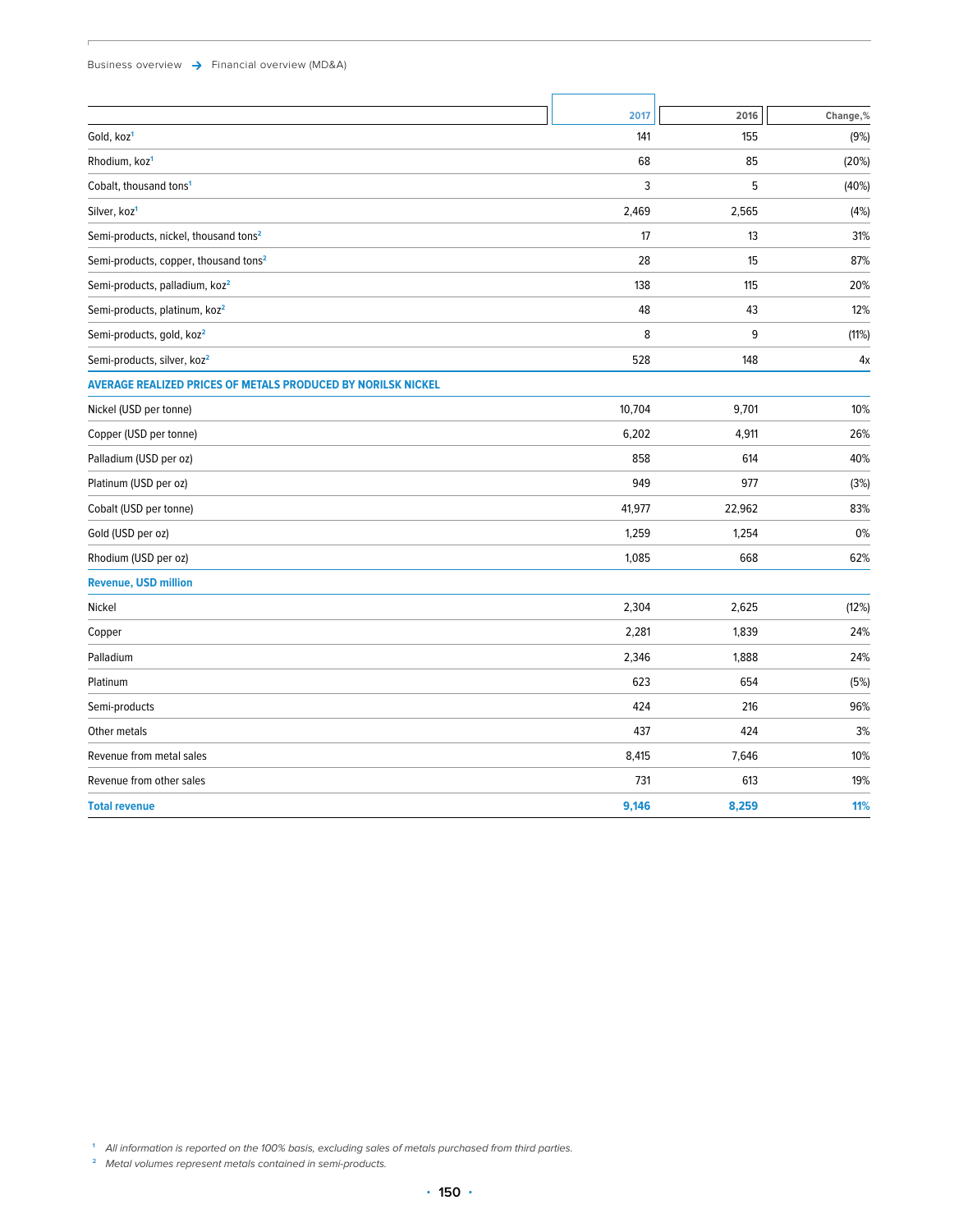| | 2017 | 2016 | Change,% |
|---|---|---|---|
| Gold, koz[1] | 141 | 155 | (9%) |
| Rhodium, koz[1] | 68 | 85 | (20%) |
| Cobalt, thousand tons[1] | 3 | 5 | (40%) |
| Silver, koz[1] | 2,469 | 2,565 | (4%) |
| Semi-products, nickel, thousand tons[2] | 17 | 13 | 31% |
| Semi-products, copper, thousand tons[2] | 28 | 15 | 87% |
| Semi-products, palladium, koz[2] | 138 | 115 | 20% |
| Semi-products, platinum, koz[2] | 48 | 43 | 12% |
| Semi-products, gold, koz[2] | 8 | 9 | (11%) |
| Semi-products, silver, koz[2] | 528 | 148 | 4x |
| **AVERAGE REALIZED PRICES OF METALS PRODUCED BY NORILSK NICKEL** | | | |
| Nickel (USD per tonne) | 10,704 | 9,701 | 10% |
| Copper (USD per tonne) | 6,202 | 4,911 | 26% |
| Palladium (USD per oz) | 858 | 614 | 40% |
| Platinum (USD per oz) | 949 | 977 | (3%) |
| Cobalt (USD per tonne) | 41,977 | 22,962 | 83% |
| Gold (USD per oz) | 1,259 | 1,254 | 0% |
| Rhodium (USD per oz) | 1,085 | 668 | 62% |
| **Revenue, USD million** | | | |
| Nickel | 2,304 | 2,625 | (12%) |
| Copper | 2,281 | 1,839 | 24% |
| Palladium | 2,346 | 1,888 | 24% |
| Platinum | 623 | 654 | (5%) |
| Semi-products | 424 | 216 | 96% |
| Other metals | 437 | 424 | 3% |
| Revenue from metal sales | 8,415 | 7,646 | 10% |
| Revenue from other sales | 731 | 613 | 19% |
| **Total revenue** | **9,146** | **8,259** | **11%** |

[1] *All information is reported on the 100% basis, excluding sales of metals purchased from third parties.*

[2] *Metal volumes represent metals contained in semi-products.*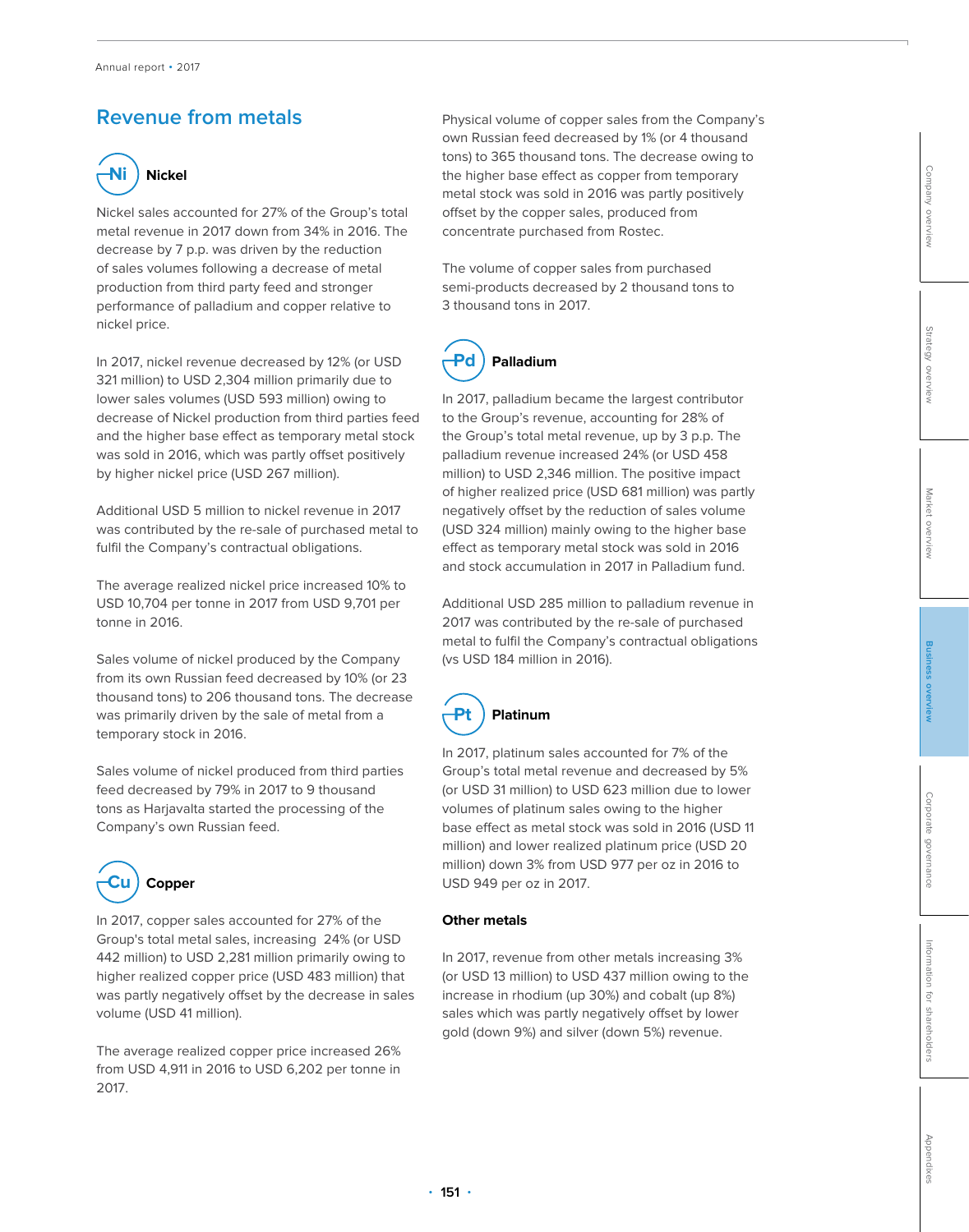## Revenue from metals

### Ni Nickel

Nickel sales accounted for 27% of the Group's total metal revenue in 2017 down from 34% in 2016. The decrease by 7 p.p. was driven by the reduction of sales volumes following a decrease of metal production from third party feed and stronger performance of palladium and copper relative to nickel price.

In 2017, nickel revenue decreased by 12% (or USD 321 million) to USD 2,304 million primarily due to lower sales volumes (USD 593 million) owing to decrease of Nickel production from third parties feed and the higher base effect as temporary metal stock was sold in 2016, which was partly offset positively by higher nickel price (USD 267 million).

Additional USD 5 million to nickel revenue in 2017 was contributed by the re-sale of purchased metal to fulfil the Company's contractual obligations.

The average realized nickel price increased 10% to USD 10,704 per tonne in 2017 from USD 9,701 per tonne in 2016.

Sales volume of nickel produced by the Company from its own Russian feed decreased by 10% (or 23 thousand tons) to 206 thousand tons. The decrease was primarily driven by the sale of metal from a temporary stock in 2016.

Sales volume of nickel produced from third parties feed decreased by 79% in 2017 to 9 thousand tons as Harjavalta started the processing of the Company's own Russian feed.

### Cu Copper

In 2017, copper sales accounted for 27% of the Group's total metal sales, increasing 24% (or USD 442 million) to USD 2,281 million primarily owing to higher realized copper price (USD 483 million) that was partly negatively offset by the decrease in sales volume (USD 41 million).

The average realized copper price increased 26% from USD 4,911 in 2016 to USD 6,202 per tonne in 2017.

Physical volume of copper sales from the Company's own Russian feed decreased by 1% (or 4 thousand tons) to 365 thousand tons. The decrease owing to the higher base effect as copper from temporary metal stock was sold in 2016 was partly positively offset by the copper sales, produced from concentrate purchased from Rostec.

The volume of copper sales from purchased semi-products decreased by 2 thousand tons to 3 thousand tons in 2017.

### Pd Palladium

In 2017, palladium became the largest contributor to the Group's revenue, accounting for 28% of the Group's total metal revenue, up by 3 p.p. The palladium revenue increased 24% (or USD 458 million) to USD 2,346 million. The positive impact of higher realized price (USD 681 million) was partly negatively offset by the reduction of sales volume (USD 324 million) mainly owing to the higher base effect as temporary metal stock was sold in 2016 and stock accumulation in 2017 in Palladium fund.

Additional USD 285 million to palladium revenue in 2017 was contributed by the re-sale of purchased metal to fulfil the Company's contractual obligations (vs USD 184 million in 2016).

### Pt Platinum

In 2017, platinum sales accounted for 7% of the Group's total metal revenue and decreased by 5% (or USD 31 million) to USD 623 million due to lower volumes of platinum sales owing to the higher base effect as metal stock was sold in 2016 (USD 11 million) and lower realized platinum price (USD 20 million) down 3% from USD 977 per oz in 2016 to USD 949 per oz in 2017.

### Other metals

In 2017, revenue from other metals increasing 3% (or USD 13 million) to USD 437 million owing to the increase in rhodium (up 30%) and cobalt (up 8%) sales which was partly negatively offset by lower gold (down 9%) and silver (down 5%) revenue.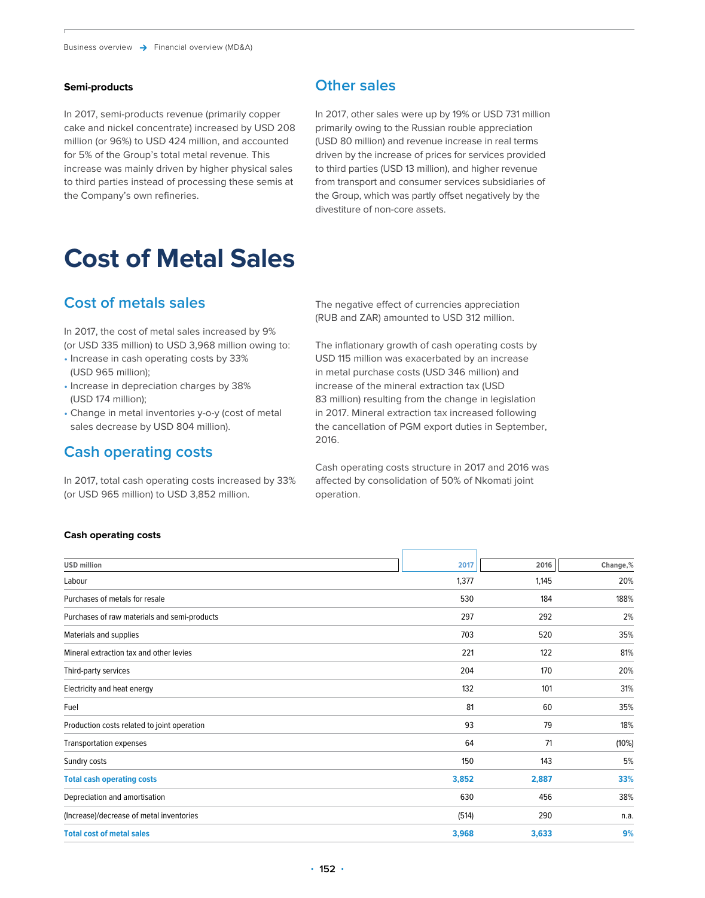### Semi-products

In 2017, semi-products revenue (primarily copper cake and nickel concentrate) increased by USD 208 million (or 96%) to USD 424 million, and accounted for 5% of the Group's total metal revenue. This increase was mainly driven by higher physical sales to third parties instead of processing these semis at the Company's own refineries.

## Other sales

In 2017, other sales were up by 19% or USD 731 million primarily owing to the Russian rouble appreciation (USD 80 million) and revenue increase in real terms driven by the increase of prices for services provided to third parties (USD 13 million), and higher revenue from transport and consumer services subsidiaries of the Group, which was partly offset negatively by the divestiture of non-core assets.

# Cost of Metal Sales

## Cost of metals sales

In 2017, the cost of metal sales increased by 9% (or USD 335 million) to USD 3,968 million owing to:

- Increase in cash operating costs by 33% (USD 965 million);
- Increase in depreciation charges by 38% (USD 174 million);
- Change in metal inventories y-o-y (cost of metal sales decrease by USD 804 million).

## Cash operating costs

In 2017, total cash operating costs increased by 33% (or USD 965 million) to USD 3,852 million.

The negative effect of currencies appreciation (RUB and ZAR) amounted to USD 312 million.

The inflationary growth of cash operating costs by USD 115 million was exacerbated by an increase in metal purchase costs (USD 346 million) and increase of the mineral extraction tax (USD 83 million) resulting from the change in legislation in 2017. Mineral extraction tax increased following the cancellation of PGM export duties in September, 2016.

Cash operating costs structure in 2017 and 2016 was affected by consolidation of 50% of Nkomati joint operation.

**Cash operating costs**

| USD million | 2017 | 2016 | Change,% |
|---|---|---|---|
| Labour | 1,377 | 1,145 | 20% |
| Purchases of metals for resale | 530 | 184 | 188% |
| Purchases of raw materials and semi-products | 297 | 292 | 2% |
| Materials and supplies | 703 | 520 | 35% |
| Mineral extraction tax and other levies | 221 | 122 | 81% |
| Third-party services | 204 | 170 | 20% |
| Electricity and heat energy | 132 | 101 | 31% |
| Fuel | 81 | 60 | 35% |
| Production costs related to joint operation | 93 | 79 | 18% |
| Transportation expenses | 64 | 71 | (10%) |
| Sundry costs | 150 | 143 | 5% |
| **Total cash operating costs** | **3,852** | **2,887** | **33%** |
| Depreciation and amortisation | 630 | 456 | 38% |
| (Increase)/decrease of metal inventories | (514) | 290 | n.a. |
| **Total cost of metal sales** | **3,968** | **3,633** | **9%** |